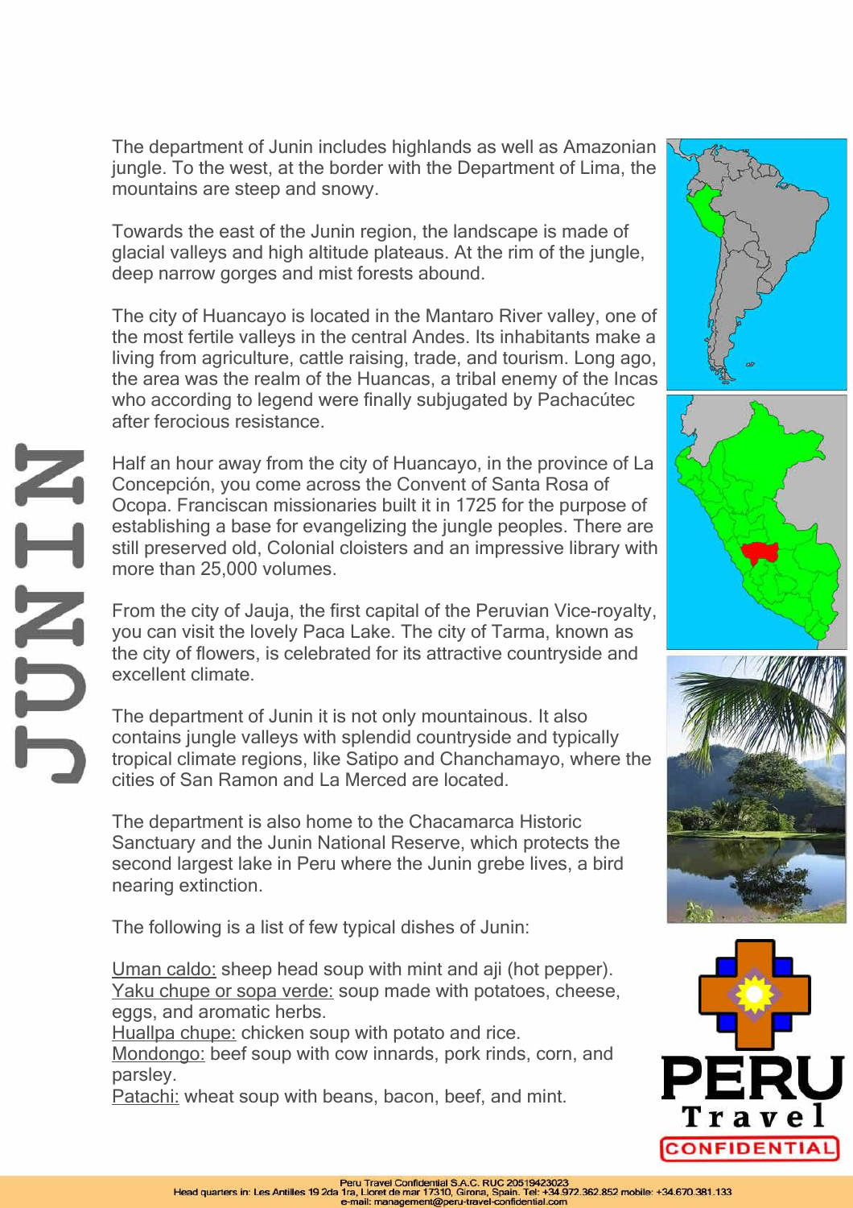# JUNIN

The department of Junin includes highlands as well as Amazonian jungle. To the west, at the border with the Department of Lima, the mountains are steep and snowy.

Towards the east of the Junin region, the landscape is made of glacial valleys and high altitude plateaus. At the rim of the jungle, deep narrow gorges and mist forests abound.

The city of Huancayo is located in the Mantaro River valley, one of the most fertile valleys in the central Andes. Its inhabitants make a living from agriculture, cattle raising, trade, and tourism. Long ago, the area was the realm of the Huancas, a tribal enemy of the Incas who according to legend were finally subjugated by Pachacútec after ferocious resistance.

Half an hour away from the city of Huancayo, in the province of La Concepción, you come across the Convent of Santa Rosa of Ocopa. Franciscan missionaries built it in 1725 for the purpose of establishing a base for evangelizing the jungle peoples. There are still preserved old, Colonial cloisters and an impressive library with more than 25,000 volumes.

From the city of Jauja, the first capital of the Peruvian Vice-royalty, you can visit the lovely Paca Lake. The city of Tarma, known as the city of flowers, is celebrated for its attractive countryside and excellent climate.

The department of Junin it is not only mountainous. It also contains jungle valleys with splendid countryside and typically tropical climate regions, like Satipo and Chanchamayo, where the cities of San Ramon and La Merced are located.

The department is also home to the Chacamarca Historic Sanctuary and the Junin National Reserve, which protects the second largest lake in Peru where the Junin grebe lives, a bird nearing extinction.

The following is a list of few typical dishes of Junin:

Uman caldo: sheep head soup with mint and aji (hot pepper).
Yaku chupe or sopa verde: soup made with potatoes, cheese, eggs, and aromatic herbs.
Huallpa chupe: chicken soup with potato and rice.
Mondongo: beef soup with cow innards, pork rinds, corn, and parsley.
Patachi: wheat soup with beans, bacon, beef, and mint.

PERU Travel CONFIDENTIAL

Peru Travel Confidential S.A.C. RUC 20519423023
Head quarters in: Les Antilles 19 2da 1ra, Lloret de mar 17310, Girona, Spain. Tel: +34.972.362.852 mobile: +34.670.381.133
e-mail: management@peru-travel-confidential.com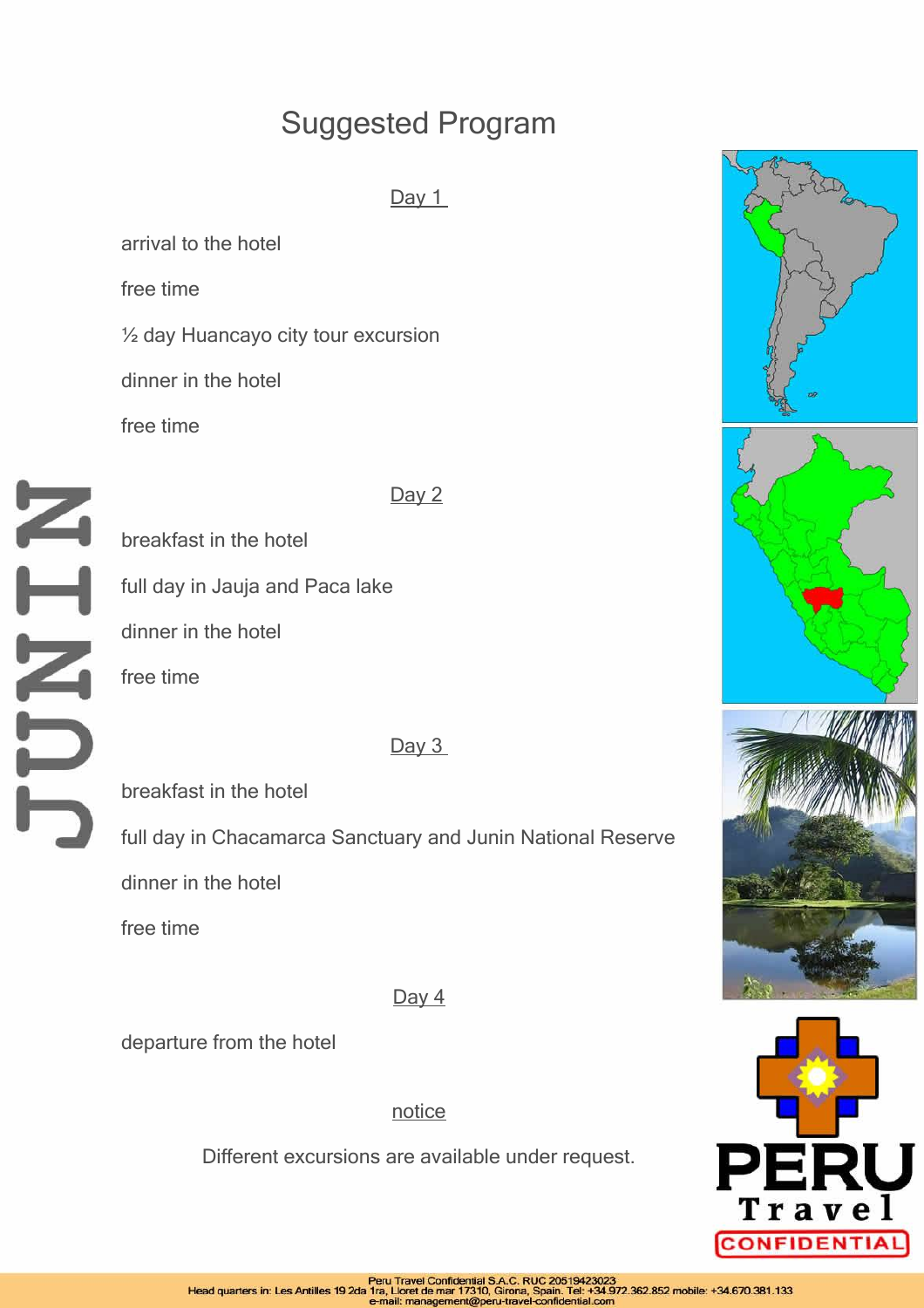# Suggested Program

JUNIN

## Day 1

arrival to the hotel

free time

½ day Huancayo city tour excursion

dinner in the hotel

free time

## Day 2

breakfast in the hotel

full day in Jauja and Paca lake

dinner in the hotel

free time

## Day 3

breakfast in the hotel

full day in Chacamarca Sanctuary and Junin National Reserve

dinner in the hotel

free time

## Day 4

departure from the hotel

## notice

Different excursions are available under request.

PERU Travel CONFIDENTIAL

Peru Travel Confidential S.A.C. RUC 20519423023
Head quarters in: Les Antilles 19 2da 1ra, Lloret de mar 17310, Girona, Spain. Tel: +34.972.362.852 mobile: +34.670.381.133
e-mail: management@peru-travel-confidential.com